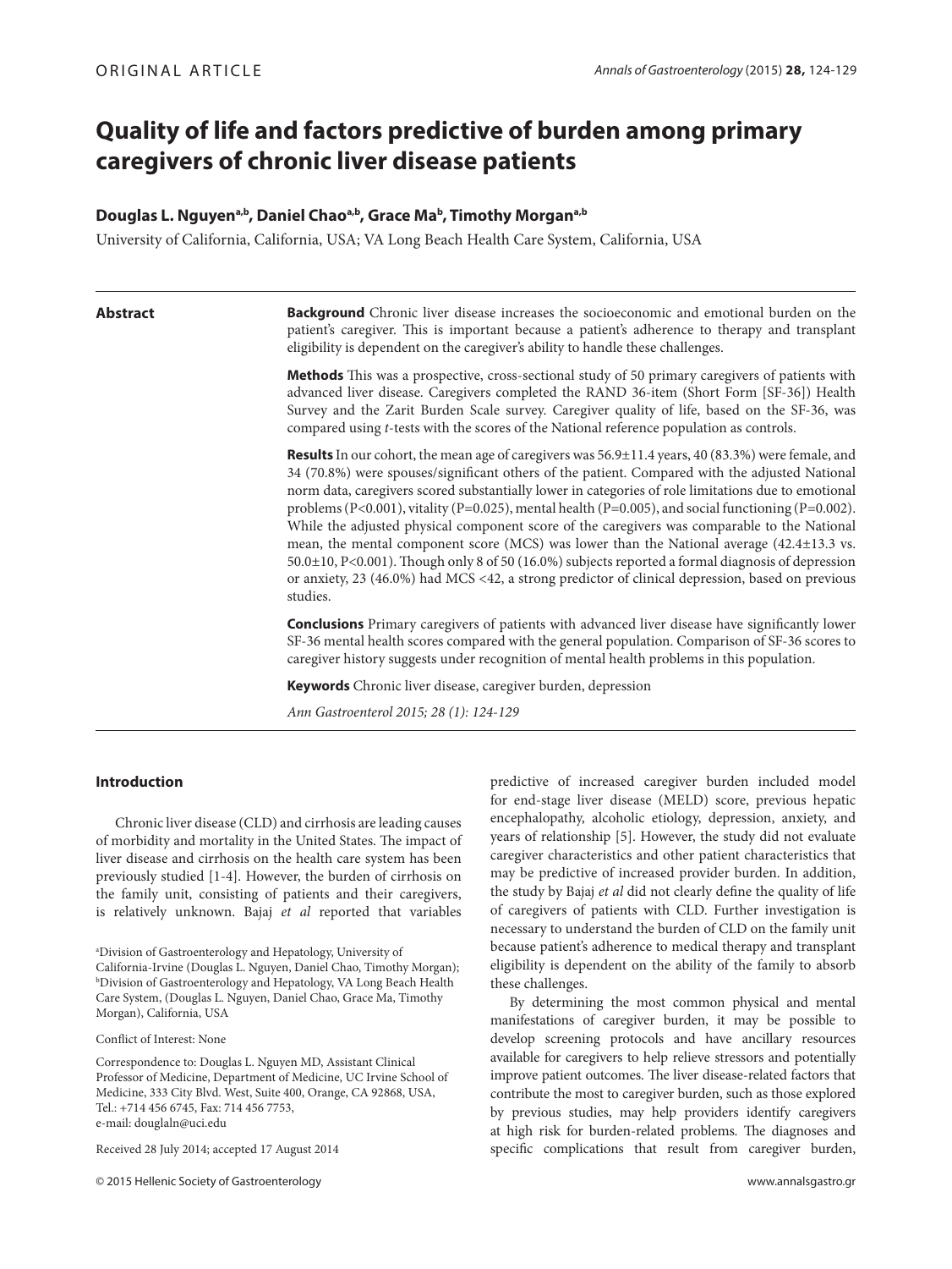ORIGINAL ARTICLE

# Quality of life and factors predictive of burden among primary caregivers of chronic liver disease patients

**Douglas L. Nguyen[a,b], Daniel Chao[a,b], Grace Ma[b], Timothy Morgan[a,b]**

University of California, California, USA; VA Long Beach Health Care System, California, USA

## Abstract

**Background** Chronic liver disease increases the socioeconomic and emotional burden on the patient's caregiver. This is important because a patient's adherence to therapy and transplant eligibility is dependent on the caregiver's ability to handle these challenges.

**Methods** This was a prospective, cross-sectional study of 50 primary caregivers of patients with advanced liver disease. Caregivers completed the RAND 36-item (Short Form [SF-36]) Health Survey and the Zarit Burden Scale survey. Caregiver quality of life, based on the SF-36, was compared using *t*-tests with the scores of the National reference population as controls.

**Results** In our cohort, the mean age of caregivers was 56.9±11.4 years, 40 (83.3%) were female, and 34 (70.8%) were spouses/significant others of the patient. Compared with the adjusted National norm data, caregivers scored substantially lower in categories of role limitations due to emotional problems (P<0.001), vitality (P=0.025), mental health (P=0.005), and social functioning (P=0.002). While the adjusted physical component score of the caregivers was comparable to the National mean, the mental component score (MCS) was lower than the National average (42.4±13.3 vs. 50.0±10, P<0.001). Though only 8 of 50 (16.0%) subjects reported a formal diagnosis of depression or anxiety, 23 (46.0%) had MCS <42, a strong predictor of clinical depression, based on previous studies.

**Conclusions** Primary caregivers of patients with advanced liver disease have significantly lower SF-36 mental health scores compared with the general population. Comparison of SF-36 scores to caregiver history suggests under recognition of mental health problems in this population.

**Keywords** Chronic liver disease, caregiver burden, depression

*Ann Gastroenterol 2015; 28 (1): 124-129*

## Introduction

Chronic liver disease (CLD) and cirrhosis are leading causes of morbidity and mortality in the United States. The impact of liver disease and cirrhosis on the health care system has been previously studied [1-4]. However, the burden of cirrhosis on the family unit, consisting of patients and their caregivers, is relatively unknown. Bajaj *et al* reported that variables predictive of increased caregiver burden included model for end-stage liver disease (MELD) score, previous hepatic encephalopathy, alcoholic etiology, depression, anxiety, and years of relationship [5]. However, the study did not evaluate caregiver characteristics and other patient characteristics that may be predictive of increased provider burden. In addition, the study by Bajaj *et al* did not clearly define the quality of life of caregivers of patients with CLD. Further investigation is necessary to understand the burden of CLD on the family unit because patient's adherence to medical therapy and transplant eligibility is dependent on the ability of the family to absorb these challenges.

By determining the most common physical and mental manifestations of caregiver burden, it may be possible to develop screening protocols and have ancillary resources available for caregivers to help relieve stressors and potentially improve patient outcomes. The liver disease-related factors that contribute the most to caregiver burden, such as those explored by previous studies, may help providers identify caregivers at high risk for burden-related problems. The diagnoses and specific complications that result from caregiver burden,

[a]Division of Gastroenterology and Hepatology, University of California-Irvine (Douglas L. Nguyen, Daniel Chao, Timothy Morgan); [b]Division of Gastroenterology and Hepatology, VA Long Beach Health Care System, (Douglas L. Nguyen, Daniel Chao, Grace Ma, Timothy Morgan), California, USA

Conflict of Interest: None

Correspondence to: Douglas L. Nguyen MD, Assistant Clinical Professor of Medicine, Department of Medicine, UC Irvine School of Medicine, 333 City Blvd. West, Suite 400, Orange, CA 92868, USA, Tel.: +714 456 6745, Fax: 714 456 7753, e-mail: douglaln@uci.edu

Received 28 July 2014; accepted 17 August 2014

© 2015 Hellenic Society of Gastroenterology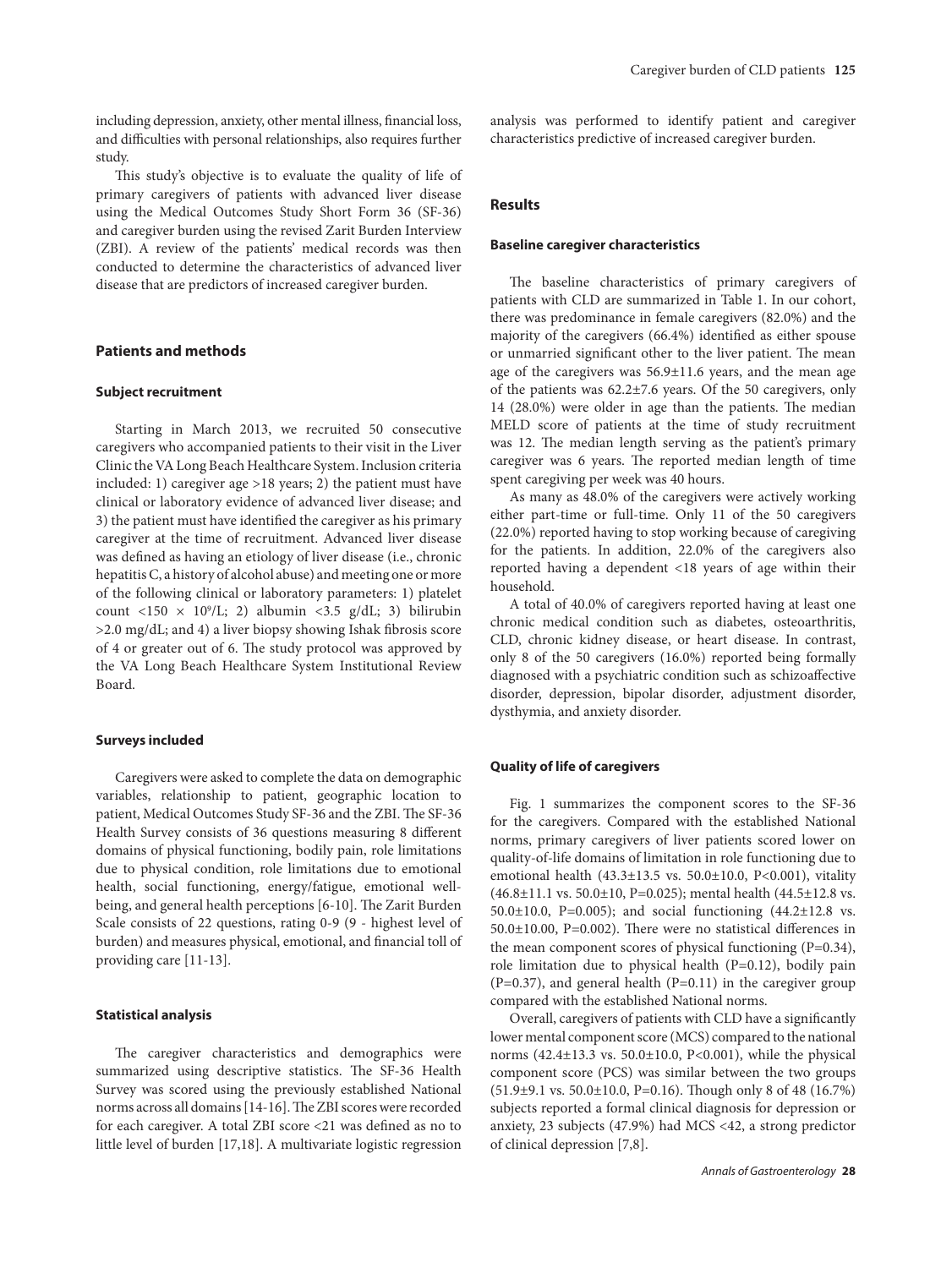including depression, anxiety, other mental illness, financial loss, and difficulties with personal relationships, also requires further study.

This study's objective is to evaluate the quality of life of primary caregivers of patients with advanced liver disease using the Medical Outcomes Study Short Form 36 (SF-36) and caregiver burden using the revised Zarit Burden Interview (ZBI). A review of the patients' medical records was then conducted to determine the characteristics of advanced liver disease that are predictors of increased caregiver burden.

## Patients and methods

### Subject recruitment

Starting in March 2013, we recruited 50 consecutive caregivers who accompanied patients to their visit in the Liver Clinic the VA Long Beach Healthcare System. Inclusion criteria included: 1) caregiver age >18 years; 2) the patient must have clinical or laboratory evidence of advanced liver disease; and 3) the patient must have identified the caregiver as his primary caregiver at the time of recruitment. Advanced liver disease was defined as having an etiology of liver disease (i.e., chronic hepatitis C, a history of alcohol abuse) and meeting one or more of the following clinical or laboratory parameters: 1) platelet count $<150 \times 10^9$/L; 2) albumin <3.5 g/dL; 3) bilirubin >2.0 mg/dL; and 4) a liver biopsy showing Ishak fibrosis score of 4 or greater out of 6. The study protocol was approved by the VA Long Beach Healthcare System Institutional Review Board.

### Surveys included

Caregivers were asked to complete the data on demographic variables, relationship to patient, geographic location to patient, Medical Outcomes Study SF-36 and the ZBI. The SF-36 Health Survey consists of 36 questions measuring 8 different domains of physical functioning, bodily pain, role limitations due to physical condition, role limitations due to emotional health, social functioning, energy/fatigue, emotional well-being, and general health perceptions [6-10]. The Zarit Burden Scale consists of 22 questions, rating 0-9 (9 - highest level of burden) and measures physical, emotional, and financial toll of providing care [11-13].

### Statistical analysis

The caregiver characteristics and demographics were summarized using descriptive statistics. The SF-36 Health Survey was scored using the previously established National norms across all domains [14-16]. The ZBI scores were recorded for each caregiver. A total ZBI score <21 was defined as no to little level of burden [17,18]. A multivariate logistic regression analysis was performed to identify patient and caregiver characteristics predictive of increased caregiver burden.

## Results

### Baseline caregiver characteristics

The baseline characteristics of primary caregivers of patients with CLD are summarized in Table 1. In our cohort, there was predominance in female caregivers (82.0%) and the majority of the caregivers (66.4%) identified as either spouse or unmarried significant other to the liver patient. The mean age of the caregivers was 56.9±11.6 years, and the mean age of the patients was 62.2±7.6 years. Of the 50 caregivers, only 14 (28.0%) were older in age than the patients. The median MELD score of patients at the time of study recruitment was 12. The median length serving as the patient's primary caregiver was 6 years. The reported median length of time spent caregiving per week was 40 hours.

As many as 48.0% of the caregivers were actively working either part-time or full-time. Only 11 of the 50 caregivers (22.0%) reported having to stop working because of caregiving for the patients. In addition, 22.0% of the caregivers also reported having a dependent <18 years of age within their household.

A total of 40.0% of caregivers reported having at least one chronic medical condition such as diabetes, osteoarthritis, CLD, chronic kidney disease, or heart disease. In contrast, only 8 of the 50 caregivers (16.0%) reported being formally diagnosed with a psychiatric condition such as schizoaffective disorder, depression, bipolar disorder, adjustment disorder, dysthymia, and anxiety disorder.

### Quality of life of caregivers

Fig. 1 summarizes the component scores to the SF-36 for the caregivers. Compared with the established National norms, primary caregivers of liver patients scored lower on quality-of-life domains of limitation in role functioning due to emotional health (43.3±13.5 vs. 50.0±10.0, P<0.001), vitality (46.8±11.1 vs. 50.0±10, P=0.025); mental health (44.5±12.8 vs. 50.0±10.0, P=0.005); and social functioning (44.2±12.8 vs. 50.0±10.00, P=0.002). There were no statistical differences in the mean component scores of physical functioning (P=0.34), role limitation due to physical health (P=0.12), bodily pain (P=0.37), and general health (P=0.11) in the caregiver group compared with the established National norms.

Overall, caregivers of patients with CLD have a significantly lower mental component score (MCS) compared to the national norms (42.4±13.3 vs. 50.0±10.0, P<0.001), while the physical component score (PCS) was similar between the two groups (51.9±9.1 vs. 50.0±10.0, P=0.16). Though only 8 of 48 (16.7%) subjects reported a formal clinical diagnosis for depression or anxiety, 23 subjects (47.9%) had MCS <42, a strong predictor of clinical depression [7,8].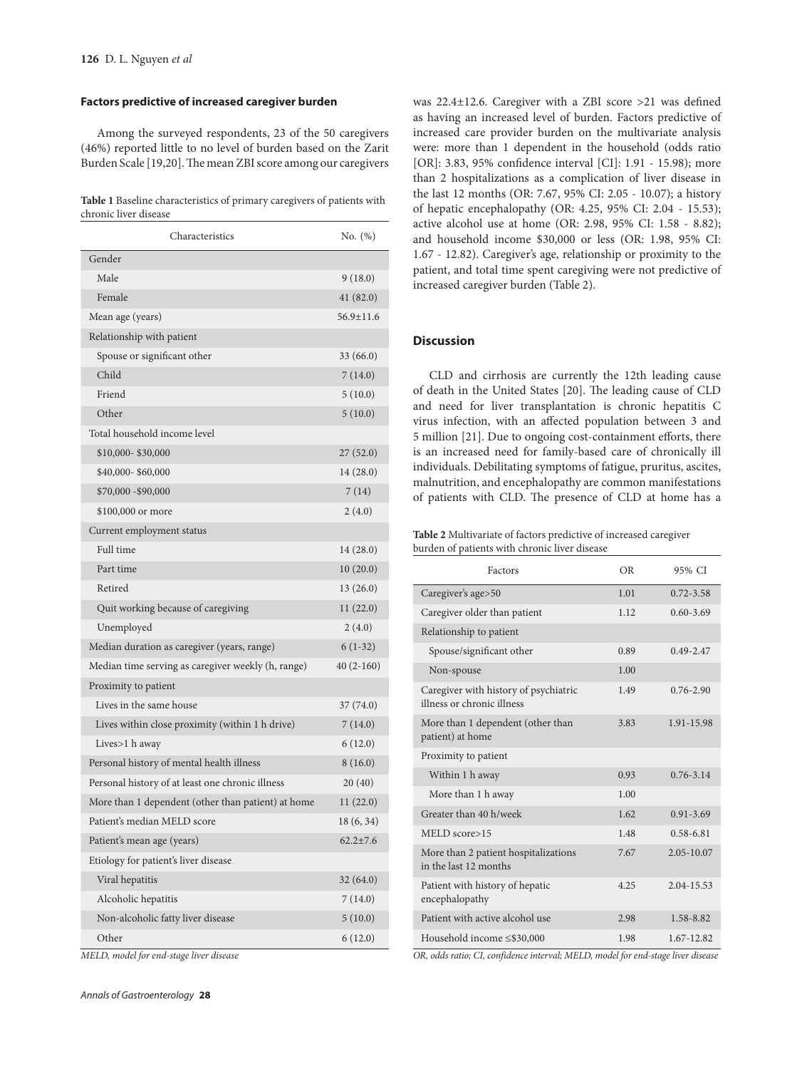### Factors predictive of increased caregiver burden

Among the surveyed respondents, 23 of the 50 caregivers (46%) reported little to no level of burden based on the Zarit Burden Scale [19,20]. The mean ZBI score among our caregivers was 22.4±12.6. Caregiver with a ZBI score >21 was defined as having an increased level of burden. Factors predictive of increased care provider burden on the multivariate analysis were: more than 1 dependent in the household (odds ratio [OR]: 3.83, 95% confidence interval [CI]: 1.91 - 15.98); more than 2 hospitalizations as a complication of liver disease in the last 12 months (OR: 7.67, 95% CI: 2.05 - 10.07); a history of hepatic encephalopathy (OR: 4.25, 95% CI: 2.04 - 15.53); active alcohol use at home (OR: 2.98, 95% CI: 1.58 - 8.82); and household income $30,000 or less (OR: 1.98, 95% CI: 1.67 - 12.82). Caregiver's age, relationship or proximity to the patient, and total time spent caregiving were not predictive of increased caregiver burden (Table 2).

**Table 1** Baseline characteristics of primary caregivers of patients with chronic liver disease

| Characteristics | No. (%) |
|---|---|
| Gender | |
| Male | 9 (18.0) |
| Female | 41 (82.0) |
| Mean age (years) | 56.9±11.6 |
| Relationship with patient | |
| Spouse or significant other | 33 (66.0) |
| Child | 7 (14.0) |
| Friend | 5 (10.0) |
| Other | 5 (10.0) |
| Total household income level | |
| $10,000- $30,000 | 27 (52.0) |
| $40,000- $60,000 | 14 (28.0) |
| $70,000 -$90,000 | 7 (14) |
| $100,000 or more | 2 (4.0) |
| Current employment status | |
| Full time | 14 (28.0) |
| Part time | 10 (20.0) |
| Retired | 13 (26.0) |
| Quit working because of caregiving | 11 (22.0) |
| Unemployed | 2 (4.0) |
| Median duration as caregiver (years, range) | 6 (1-32) |
| Median time serving as caregiver weekly (h, range) | 40 (2-160) |
| Proximity to patient | |
| Lives in the same house | 37 (74.0) |
| Lives within close proximity (within 1 h drive) | 7 (14.0) |
| Lives>1 h away | 6 (12.0) |
| Personal history of mental health illness | 8 (16.0) |
| Personal history of at least one chronic illness | 20 (40) |
| More than 1 dependent (other than patient) at home | 11 (22.0) |
| Patient's median MELD score | 18 (6, 34) |
| Patient's mean age (years) | 62.2±7.6 |
| Etiology for patient's liver disease | |
| Viral hepatitis | 32 (64.0) |
| Alcoholic hepatitis | 7 (14.0) |
| Non-alcoholic fatty liver disease | 5 (10.0) |
| Other | 6 (12.0) |

*MELD, model for end-stage liver disease*

## Discussion

CLD and cirrhosis are currently the 12th leading cause of death in the United States [20]. The leading cause of CLD and need for liver transplantation is chronic hepatitis C virus infection, with an affected population between 3 and 5 million [21]. Due to ongoing cost-containment efforts, there is an increased need for family-based care of chronically ill individuals. Debilitating symptoms of fatigue, pruritus, ascites, malnutrition, and encephalopathy are common manifestations of patients with CLD. The presence of CLD at home has a

**Table 2** Multivariate of factors predictive of increased caregiver burden of patients with chronic liver disease

| Factors | OR | 95% CI |
|---|---|---|
| Caregiver's age>50 | 1.01 | 0.72-3.58 |
| Caregiver older than patient | 1.12 | 0.60-3.69 |
| Relationship to patient | | |
| Spouse/significant other | 0.89 | 0.49-2.47 |
| Non-spouse | 1.00 | |
| Caregiver with history of psychiatric illness or chronic illness | 1.49 | 0.76-2.90 |
| More than 1 dependent (other than patient) at home | 3.83 | 1.91-15.98 |
| Proximity to patient | | |
| Within 1 h away | 0.93 | 0.76-3.14 |
| More than 1 h away | 1.00 | |
| Greater than 40 h/week | 1.62 | 0.91-3.69 |
| MELD score>15 | 1.48 | 0.58-6.81 |
| More than 2 patient hospitalizations in the last 12 months | 7.67 | 2.05-10.07 |
| Patient with history of hepatic encephalopathy | 4.25 | 2.04-15.53 |
| Patient with active alcohol use | 2.98 | 1.58-8.82 |
| Household income ≤$30,000 | 1.98 | 1.67-12.82 |

*OR, odds ratio; CI, confidence interval; MELD, model for end-stage liver disease*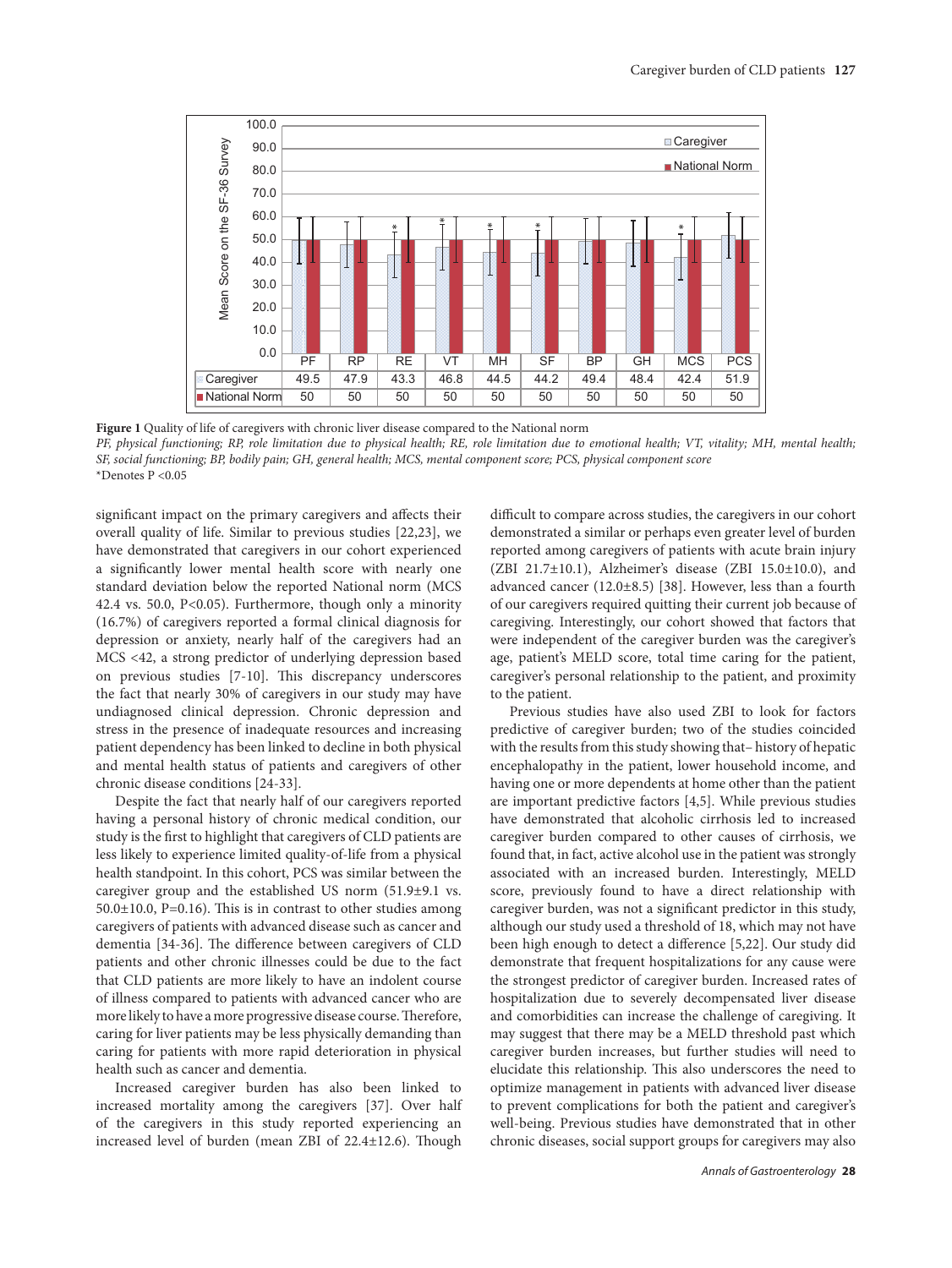| | PF | RP | RE | VT | MH | SF | BP | GH | MCS | PCS |
|---|---|---|---|---|---|---|---|---|---|---|
| Caregiver | 49.5 | 47.9 | 43.3 | 46.8 | 44.5 | 44.2 | 49.4 | 48.4 | 42.4 | 51.9 |
| National Norm | 50 | 50 | 50 | 50 | 50 | 50 | 50 | 50 | 50 | 50 |

**Figure 1** Quality of life of caregivers with chronic liver disease compared to the National norm

*PF, physical functioning; RP, role limitation due to physical health; RE, role limitation due to emotional health; VT, vitality; MH, mental health; SF, social functioning; BP, bodily pain; GH, general health; MCS, mental component score; PCS, physical component score*

*Denotes P <0.05

significant impact on the primary caregivers and affects their overall quality of life. Similar to previous studies [22,23], we have demonstrated that caregivers in our cohort experienced a significantly lower mental health score with nearly one standard deviation below the reported National norm (MCS 42.4 vs. 50.0, P<0.05). Furthermore, though only a minority (16.7%) of caregivers reported a formal clinical diagnosis for depression or anxiety, nearly half of the caregivers had an MCS <42, a strong predictor of underlying depression based on previous studies [7-10]. This discrepancy underscores the fact that nearly 30% of caregivers in our study may have undiagnosed clinical depression. Chronic depression and stress in the presence of inadequate resources and increasing patient dependency has been linked to decline in both physical and mental health status of patients and caregivers of other chronic disease conditions [24-33].

Despite the fact that nearly half of our caregivers reported having a personal history of chronic medical condition, our study is the first to highlight that caregivers of CLD patients are less likely to experience limited quality-of-life from a physical health standpoint. In this cohort, PCS was similar between the caregiver group and the established US norm (51.9±9.1 vs. 50.0±10.0, P=0.16). This is in contrast to other studies among caregivers of patients with advanced disease such as cancer and dementia [34-36]. The difference between caregivers of CLD patients and other chronic illnesses could be due to the fact that CLD patients are more likely to have an indolent course of illness compared to patients with advanced cancer who are more likely to have a more progressive disease course. Therefore, caring for liver patients may be less physically demanding than caring for patients with more rapid deterioration in physical health such as cancer and dementia.

Increased caregiver burden has also been linked to increased mortality among the caregivers [37]. Over half of the caregivers in this study reported experiencing an increased level of burden (mean ZBI of 22.4±12.6). Though difficult to compare across studies, the caregivers in our cohort demonstrated a similar or perhaps even greater level of burden reported among caregivers of patients with acute brain injury (ZBI 21.7±10.1), Alzheimer's disease (ZBI 15.0±10.0), and advanced cancer (12.0±8.5) [38]. However, less than a fourth of our caregivers required quitting their current job because of caregiving. Interestingly, our cohort showed that factors that were independent of the caregiver burden was the caregiver's age, patient's MELD score, total time caring for the patient, caregiver's personal relationship to the patient, and proximity to the patient.

Previous studies have also used ZBI to look for factors predictive of caregiver burden; two of the studies coincided with the results from this study showing that– history of hepatic encephalopathy in the patient, lower household income, and having one or more dependents at home other than the patient are important predictive factors [4,5]. While previous studies have demonstrated that alcoholic cirrhosis led to increased caregiver burden compared to other causes of cirrhosis, we found that, in fact, active alcohol use in the patient was strongly associated with an increased burden. Interestingly, MELD score, previously found to have a direct relationship with caregiver burden, was not a significant predictor in this study, although our study used a threshold of 18, which may not have been high enough to detect a difference [5,22]. Our study did demonstrate that frequent hospitalizations for any cause were the strongest predictor of caregiver burden. Increased rates of hospitalization due to severely decompensated liver disease and comorbidities can increase the challenge of caregiving. It may suggest that there may be a MELD threshold past which caregiver burden increases, but further studies will need to elucidate this relationship. This also underscores the need to optimize management in patients with advanced liver disease to prevent complications for both the patient and caregiver's well-being. Previous studies have demonstrated that in other chronic diseases, social support groups for caregivers may also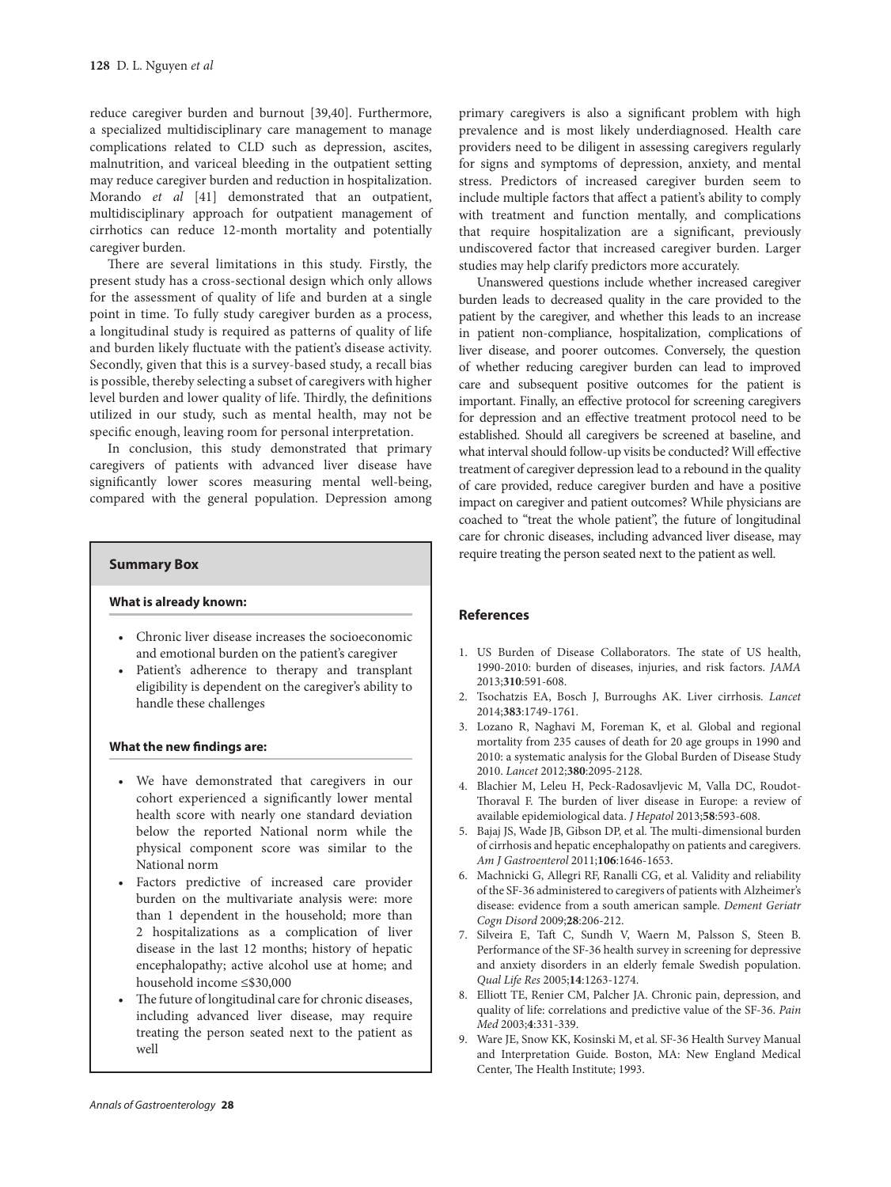reduce caregiver burden and burnout [39,40]. Furthermore, a specialized multidisciplinary care management to manage complications related to CLD such as depression, ascites, malnutrition, and variceal bleeding in the outpatient setting may reduce caregiver burden and reduction in hospitalization. Morando *et al* [41] demonstrated that an outpatient, multidisciplinary approach for outpatient management of cirrhotics can reduce 12-month mortality and potentially caregiver burden.

There are several limitations in this study. Firstly, the present study has a cross-sectional design which only allows for the assessment of quality of life and burden at a single point in time. To fully study caregiver burden as a process, a longitudinal study is required as patterns of quality of life and burden likely fluctuate with the patient's disease activity. Secondly, given that this is a survey-based study, a recall bias is possible, thereby selecting a subset of caregivers with higher level burden and lower quality of life. Thirdly, the definitions utilized in our study, such as mental health, may not be specific enough, leaving room for personal interpretation.

In conclusion, this study demonstrated that primary caregivers of patients with advanced liver disease have significantly lower scores measuring mental well-being, compared with the general population. Depression among primary caregivers is also a significant problem with high prevalence and is most likely underdiagnosed. Health care providers need to be diligent in assessing caregivers regularly for signs and symptoms of depression, anxiety, and mental stress. Predictors of increased caregiver burden seem to include multiple factors that affect a patient's ability to comply with treatment and function mentally, and complications that require hospitalization are a significant, previously undiscovered factor that increased caregiver burden. Larger studies may help clarify predictors more accurately.

Unanswered questions include whether increased caregiver burden leads to decreased quality in the care provided to the patient by the caregiver, and whether this leads to an increase in patient non-compliance, hospitalization, complications of liver disease, and poorer outcomes. Conversely, the question of whether reducing caregiver burden can lead to improved care and subsequent positive outcomes for the patient is important. Finally, an effective protocol for screening caregivers for depression and an effective treatment protocol need to be established. Should all caregivers be screened at baseline, and what interval should follow-up visits be conducted? Will effective treatment of caregiver depression lead to a rebound in the quality of care provided, reduce caregiver burden and have a positive impact on caregiver and patient outcomes? While physicians are coached to "treat the whole patient", the future of longitudinal care for chronic diseases, including advanced liver disease, may require treating the person seated next to the patient as well.

### Summary Box

**What is already known:**

- Chronic liver disease increases the socioeconomic and emotional burden on the patient's caregiver
- Patient's adherence to therapy and transplant eligibility is dependent on the caregiver's ability to handle these challenges

**What the new findings are:**

- We have demonstrated that caregivers in our cohort experienced a significantly lower mental health score with nearly one standard deviation below the reported National norm while the physical component score was similar to the National norm
- Factors predictive of increased care provider burden on the multivariate analysis were: more than 1 dependent in the household; more than 2 hospitalizations as a complication of liver disease in the last 12 months; history of hepatic encephalopathy; active alcohol use at home; and household income ≤$30,000
- The future of longitudinal care for chronic diseases, including advanced liver disease, may require treating the person seated next to the patient as well

## References

1. US Burden of Disease Collaborators. The state of US health, 1990-2010: burden of diseases, injuries, and risk factors. *JAMA* 2013;**310**:591-608.
2. Tsochatzis EA, Bosch J, Burroughs AK. Liver cirrhosis. *Lancet* 2014;**383**:1749-1761.
3. Lozano R, Naghavi M, Foreman K, et al. Global and regional mortality from 235 causes of death for 20 age groups in 1990 and 2010: a systematic analysis for the Global Burden of Disease Study 2010. *Lancet* 2012;**380**:2095-2128.
4. Blachier M, Leleu H, Peck-Radosavljevic M, Valla DC, Roudot-Thoraval F. The burden of liver disease in Europe: a review of available epidemiological data. *J Hepatol* 2013;**58**:593-608.
5. Bajaj JS, Wade JB, Gibson DP, et al. The multi-dimensional burden of cirrhosis and hepatic encephalopathy on patients and caregivers. *Am J Gastroenterol* 2011;**106**:1646-1653.
6. Machnicki G, Allegri RF, Ranalli CG, et al. Validity and reliability of the SF-36 administered to caregivers of patients with Alzheimer's disease: evidence from a south american sample. *Dement Geriatr Cogn Disord* 2009;**28**:206-212.
7. Silveira E, Taft C, Sundh V, Waern M, Palsson S, Steen B. Performance of the SF-36 health survey in screening for depressive and anxiety disorders in an elderly female Swedish population. *Qual Life Res* 2005;**14**:1263-1274.
8. Elliott TE, Renier CM, Palcher JA. Chronic pain, depression, and quality of life: correlations and predictive value of the SF-36. *Pain Med* 2003;**4**:331-339.
9. Ware JE, Snow KK, Kosinski M, et al. SF-36 Health Survey Manual and Interpretation Guide. Boston, MA: New England Medical Center, The Health Institute; 1993.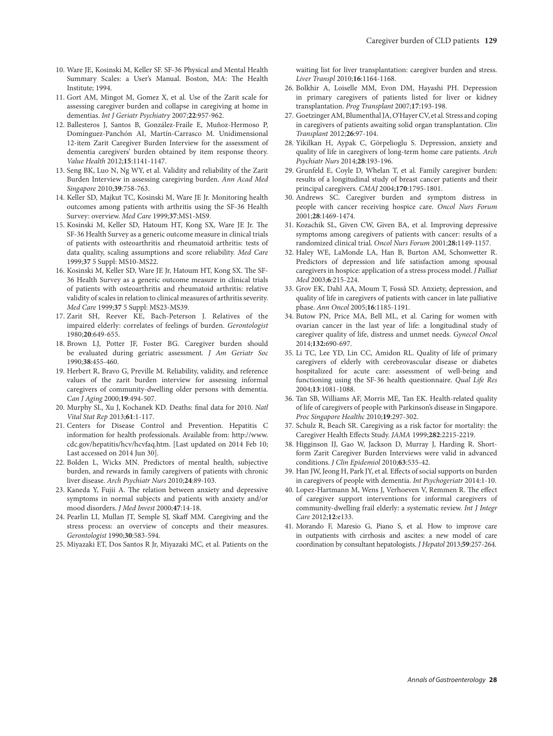10. Ware JE, Kosinski M, Keller SF. SF-36 Physical and Mental Health Summary Scales: a User's Manual. Boston, MA: The Health Institute; 1994.
11. Gort AM, Mingot M, Gomez X, et al. Use of the Zarit scale for assessing caregiver burden and collapse in caregiving at home in dementias. *Int J Geriatr Psychiatry* 2007;**22**:957-962.
12. Ballesteros J, Santos B, González-Fraile E, Muñoz-Hermoso P, Domínguez-Panchón AI, Martín-Carrasco M. Unidimensional 12-item Zarit Caregiver Burden Interview for the assessment of dementia caregivers' burden obtained by item response theory. *Value Health* 2012;**15**:1141-1147.
13. Seng BK, Luo N, Ng WY, et al. Validity and reliability of the Zarit Burden Interview in assessing caregiving burden. *Ann Acad Med Singapore* 2010;**39**:758-763.
14. Keller SD, Majkut TC, Kosinski M, Ware JE Jr. Monitoring health outcomes among patients with arthritis using the SF-36 Health Survey: overview. *Med Care* 1999;**37**:MS1-MS9.
15. Kosinski M, Keller SD, Hatoum HT, Kong SX, Ware JE Jr. The SF-36 Health Survey as a generic outcome measure in clinical trials of patients with osteoarthritis and rheumatoid arthritis: tests of data quality, scaling assumptions and score reliability. *Med Care* 1999;**37** 5 Suppl: MS10-MS22.
16. Kosinski M, Keller SD, Ware JE Jr, Hatoum HT, Kong SX. The SF-36 Health Survey as a generic outcome measure in clinical trials of patients with osteoarthritis and rheumatoid arthritis: relative validity of scales in relation to clinical measures of arthritis severity. *Med Care* 1999;**37** 5 Suppl: MS23-MS39.
17. Zarit SH, Reever KE, Bach-Peterson J. Relatives of the impaired elderly: correlates of feelings of burden. *Gerontologist* 1980;**20**:649-655.
18. Brown LJ, Potter JF, Foster BG. Caregiver burden should be evaluated during geriatric assessment. *J Am Geriatr Soc* 1990;**38**:455-460.
19. Herbert R, Bravo G, Preville M. Reliability, validity, and reference values of the zarit burden interview for assessing informal caregivers of community-dwelling older persons with dementia. *Can J Aging* 2000;**19**:494-507.
20. Murphy SL, Xu J, Kochanek KD. Deaths: final data for 2010. *Natl Vital Stat Rep* 2013;**61**:1-117.
21. Centers for Disease Control and Prevention. Hepatitis C information for health professionals. Available from: http://www.cdc.gov/hepatitis/hcv/hcvfaq.htm. [Last updated on 2014 Feb 10; Last accessed on 2014 Jun 30].
22. Bolden L, Wicks MN. Predictors of mental health, subjective burden, and rewards in family caregivers of patients with chronic liver disease. *Arch Psychiatr Nurs* 2010;**24**:89-103.
23. Kaneda Y, Fujii A. The relation between anxiety and depressive symptoms in normal subjects and patients with anxiety and/or mood disorders. *J Med Invest* 2000;**47**:14-18.
24. Pearlin LI, Mullan JT, Semple SJ, Skaff MM. Caregiving and the stress process: an overview of concepts and their measures. *Gerontologist* 1990;**30**:583-594.
25. Miyazaki ET, Dos Santos R Jr, Miyazaki MC, et al. Patients on the waiting list for liver transplantation: caregiver burden and stress. *Liver Transpl* 2010;**16**:1164-1168.
26. Bolkhir A, Loiselle MM, Evon DM, Hayashi PH. Depression in primary caregivers of patients listed for liver or kidney transplantation. *Prog Transplant* 2007;**17**:193-198.
27. Goetzinger AM, Blumenthal JA, O'Hayer CV, et al. Stress and coping in caregivers of patients awaiting solid organ transplantation. *Clin Transplant* 2012;**26**:97-104.
28. Yikilkan H, Aypak C, Görpelioglu S. Depression, anxiety and quality of life in caregivers of long-term home care patients. *Arch Psychiatr Nurs* 2014;**28**:193-196.
29. Grunfeld E, Coyle D, Whelan T, et al. Family caregiver burden: results of a longitudinal study of breast cancer patients and their principal caregivers. *CMAJ* 2004;**170**:1795-1801.
30. Andrews SC. Caregiver burden and symptom distress in people with cancer receiving hospice care. *Oncol Nurs Forum* 2001;**28**:1469-1474.
31. Kozachik SL, Given CW, Given BA, et al. Improving depressive symptoms among caregivers of patients with cancer: results of a randomized clinical trial. *Oncol Nurs Forum* 2001;**28:**1149-1157.
32. Haley WE, LaMonde LA, Han B, Burton AM, Schonwetter R. Predictors of depression and life satisfaction among spousal caregivers in hospice: application of a stress process model. *J Palliat Med* 2003;**6**:215-224.
33. Grov EK, Dahl AA, Moum T, Fosså SD. Anxiety, depression, and quality of life in caregivers of patients with cancer in late palliative phase. *Ann Oncol* 2005;**16**:1185-1191.
34. Butow PN, Price MA, Bell ML, et al. Caring for women with ovarian cancer in the last year of life: a longitudinal study of caregiver quality of life, distress and unmet needs. *Gynecol Oncol* 2014;**132:**690-697.
35. Li TC, Lee YD, Lin CC, Amidon RL. Quality of life of primary caregivers of elderly with cerebrovascular disease or diabetes hospitalized for acute care: assessment of well-being and functioning using the SF-36 health questionnaire. *Qual Life Res* 2004;**13**:1081-1088.
36. Tan SB, Williams AF, Morris ME, Tan EK. Health-related quality of life of caregivers of people with Parkinson's disease in Singapore. *Proc Singapore Healthc* 2010;**19**:297-302.
37. Schulz R, Beach SR. Caregiving as a risk factor for mortality: the Caregiver Health Effects Study. *JAMA* 1999;**282**:2215-2219.
38. Higginson IJ, Gao W, Jackson D, Murray J, Harding R. Short-form Zarit Caregiver Burden Interviews were valid in advanced conditions. *J Clin Epidemiol* 2010;**63**:535-42.
39. Han JW, Jeong H, Park JY, et al. Effects of social supports on burden in caregivers of people with dementia. *Int Psychogeriatr* 2014:1-10.
40. Lopez-Hartmann M, Wens J, Verhoeven V, Remmen R. The effect of caregiver support interventions for informal caregivers of community-dwelling frail elderly: a systematic review. *Int J Integr Care* 2012;**12**:e133.
41. Morando F, Maresio G, Piano S, et al. How to improve care in outpatients with cirrhosis and ascites: a new model of care coordination by consultant hepatologists. *J Hepatol* 2013;**59**:257-264.